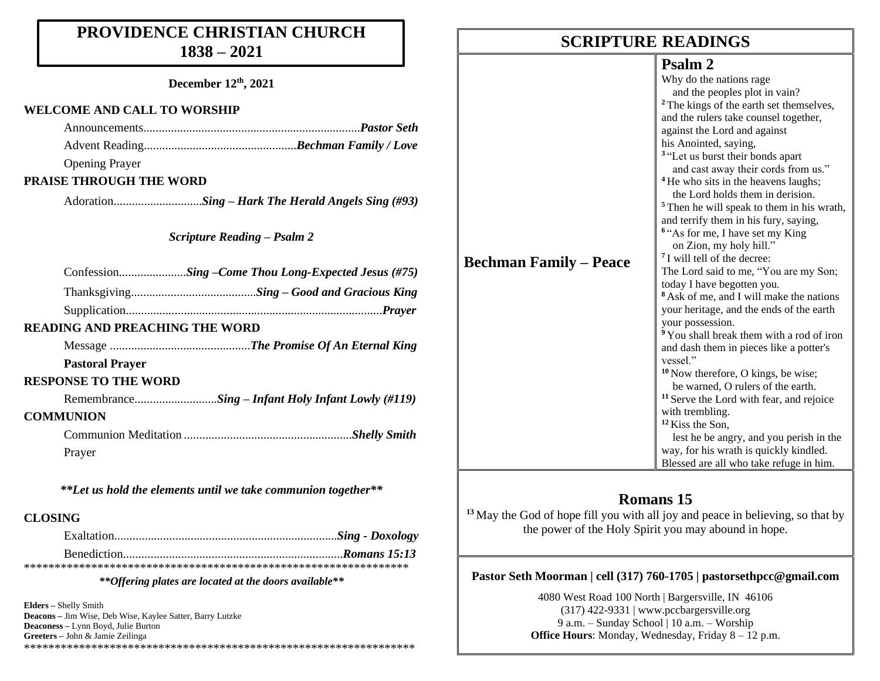# PROVIDENCE CHRISTIAN CHURCH 1838 – 2021

**December 12th, 2021**

**WELCOME AND CALL TO WORSHIP**

Announcements........................................................................*Pastor Seth*

Advent Reading..................................................*Bechman Family / Love*

Opening Prayer

**PRAISE THROUGH THE WORD**

Adoration............................*Sing – Hark The Herald Angels Sing (#93)*

*Scripture Reading – Psalm 2*

Confession.....................*Sing –Come Thou Long-Expected Jesus (#75)*

Thanksgiving.........................................*Sing – Good and Gracious King*

Supplication...................................................................................*Prayer*

**READING AND PREACHING THE WORD**

Message .............................................*The Promise Of An Eternal King*

**Pastoral Prayer**

**RESPONSE TO THE WORD**

Remembrance...........................*Sing – Infant Holy Infant Lowly (#119)*

**COMMUNION**

Communion Meditation .......................................................*Shelly Smith*

Prayer

***\*\*Let us hold the elements until we take communion together\*\****

**CLOSING**

Exaltation.........................................................................*Sing - Doxology*

Benediction.......................................................................*Romans 15:13*

*****************************************************************

***\*\*Offering plates are located at the doors available\*\****

**Elders –** Shelly Smith
**Deacons –** Jim Wise, Deb Wise, Kaylee Satter, Barry Lutzke
**Deaconess –** Lynn Boyd, Julie Burton
**Greeters –** John & Jamie Zeilinga

*****************************************************************

## SCRIPTURE READINGS

**Bechman Family – Peace**

### Psalm 2

Why do the nations rage
and the peoples plot in vain?
[2] The kings of the earth set themselves, and the rulers take counsel together, against the Lord and against his Anointed, saying,
[3] "Let us burst their bonds apart
and cast away their cords from us."
[4] He who sits in the heavens laughs;
the Lord holds them in derision.
[5] Then he will speak to them in his wrath, and terrify them in his fury, saying,
[6] "As for me, I have set my King
on Zion, my holy hill."
[7] I will tell of the decree:
The Lord said to me, "You are my Son; today I have begotten you.
[8] Ask of me, and I will make the nations your heritage, and the ends of the earth your possession.
[9] You shall break them with a rod of iron and dash them in pieces like a potter's vessel."
[10] Now therefore, O kings, be wise;
be warned, O rulers of the earth.
[11] Serve the Lord with fear, and rejoice with trembling.
[12] Kiss the Son,
lest he be angry, and you perish in the way, for his wrath is quickly kindled.
Blessed are all who take refuge in him.

### Romans 15

[13] May the God of hope fill you with all joy and peace in believing, so that by the power of the Holy Spirit you may abound in hope.

**Pastor Seth Moorman | cell (317) 760-1705 | pastorsethpcc@gmail.com**

4080 West Road 100 North | Bargersville, IN 46106
(317) 422-9331 | www.pccbargersville.org
9 a.m. – Sunday School | 10 a.m. – Worship
**Office Hours**: Monday, Wednesday, Friday 8 – 12 p.m.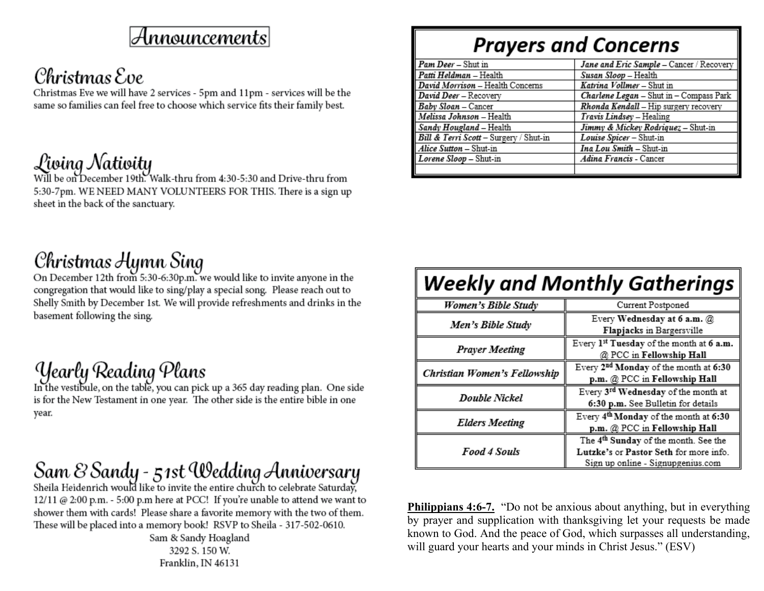# Announcements

## Christmas Eve

Christmas Eve we will have 2 services - 5pm and 11pm - services will be the same so families can feel free to choose which service fits their family best.

## Living Nativity

Will be on December 19th. Walk-thru from 4:30-5:30 and Drive-thru from 5:30-7pm. WE NEED MANY VOLUNTEERS FOR THIS. There is a sign up sheet in the back of the sanctuary.

## Christmas Hymn Sing

On December 12th from 5:30-6:30p.m. we would like to invite anyone in the congregation that would like to sing/play a special song. Please reach out to Shelly Smith by December 1st. We will provide refreshments and drinks in the basement following the sing.

## Yearly Reading Plans

In the vestibule, on the table, you can pick up a 365 day reading plan. One side is for the New Testament in one year. The other side is the entire bible in one year.

## Sam & Sandy - 51st Wedding Anniversary

Sheila Heidenrich would like to invite the entire church to celebrate Saturday, 12/11 @ 2:00 p.m. - 5:00 p.m here at PCC! If you're unable to attend we want to shower them with cards! Please share a favorite memory with the two of them. These will be placed into a memory book! RSVP to Sheila - 317-502-0610.

Sam & Sandy Hoagland
3292 S. 150 W.
Franklin, IN 46131

# Prayers and Concerns

| | |
|---|---|
| *Pam Deer* – Shut in | *Jane and Eric Sample* – Cancer / Recovery |
| *Patti Heldman* – Health | *Susan Sloop* – Health |
| *David Morrison* – Health Concerns | *Katrina Vollmer* – Shut in |
| *David Deer* – Recovery | *Charlene Legan* – Shut in – Compass Park |
| *Baby Sloan* – Cancer | *Rhonda Kendall* – Hip surgery recovery |
| *Melissa Johnson* – Health | *Travis Lindsey* – Healing |
| *Sandy Hougland* – Health | *Jimmy & Mickey Rodriquez* – Shut-in |
| *Bill & Terri Scott* – Surgery / Shut-in | *Louise Spicer* – Shut-in |
| *Alice Sutton* – Shut-in | *Ina Lou Smith* – Shut-in |
| *Lorene Sloop* – Shut-in | *Adina Francis* - Cancer |

# Weekly and Monthly Gatherings

| | |
|---|---|
| ***Women's Bible Study*** | Current Postponed |
| ***Men's Bible Study*** | Every **Wednesday at 6 a.m.** @ **Flapjacks** in Bargersville |
| ***Prayer Meeting*** | Every **1st Tuesday** of the month at **6 a.m.** @ PCC in **Fellowship Hall** |
| ***Christian Women's Fellowship*** | Every **2nd Monday** of the month at **6:30 p.m.** @ PCC in **Fellowship Hall** |
| ***Double Nickel*** | Every **3rd Wednesday** of the month at **6:30 p.m.** See Bulletin for details |
| ***Elders Meeting*** | Every **4th Monday** of the month at **6:30 p.m.** @ PCC in **Fellowship Hall** |
| ***Food 4 Souls*** | The **4th Sunday** of the month. See the **Lutzke's** or **Pastor Seth** for more info. Sign up online - Signupgenius.com |

**Philippians 4:6-7.** "Do not be anxious about anything, but in everything by prayer and supplication with thanksgiving let your requests be made known to God. And the peace of God, which surpasses all understanding, will guard your hearts and your minds in Christ Jesus." (ESV)